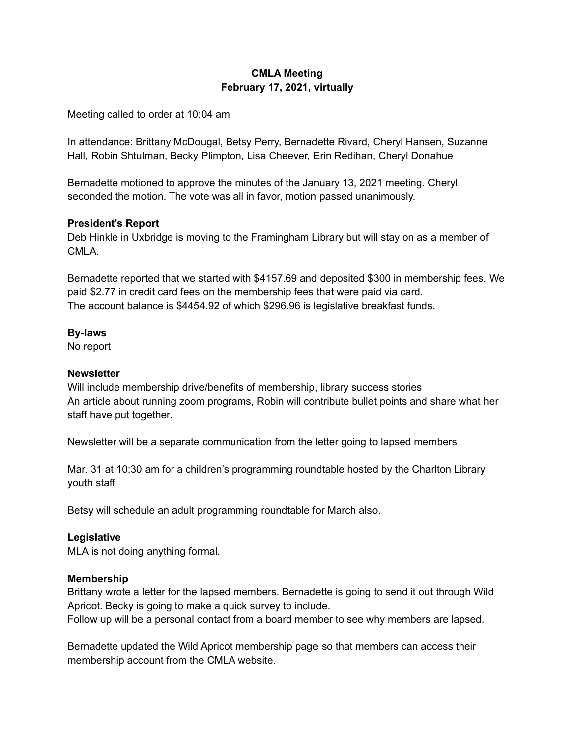# CMLA Meeting
## February 17, 2021, virtually

Meeting called to order at 10:04 am

In attendance: Brittany McDougal, Betsy Perry, Bernadette Rivard, Cheryl Hansen, Suzanne Hall, Robin Shtulman, Becky Plimpton, Lisa Cheever, Erin Redihan, Cheryl Donahue

Bernadette motioned to approve the minutes of the January 13, 2021 meeting. Cheryl seconded the motion. The vote was all in favor, motion passed unanimously.

**President's Report**
Deb Hinkle in Uxbridge is moving to the Framingham Library but will stay on as a member of CMLA.

Bernadette reported that we started with $4157.69 and deposited $300 in membership fees. We paid $2.77 in credit card fees on the membership fees that were paid via card.
The account balance is $4454.92 of which $296.96 is legislative breakfast funds.

**By-laws**
No report

**Newsletter**
Will include membership drive/benefits of membership, library success stories
An article about running zoom programs, Robin will contribute bullet points and share what her staff have put together.

Newsletter will be a separate communication from the letter going to lapsed members

Mar. 31 at 10:30 am for a children's programming roundtable hosted by the Charlton Library youth staff

Betsy will schedule an adult programming roundtable for March also.

**Legislative**
MLA is not doing anything formal.

**Membership**
Brittany wrote a letter for the lapsed members. Bernadette is going to send it out through Wild Apricot. Becky is going to make a quick survey to include.
Follow up will be a personal contact from a board member to see why members are lapsed.

Bernadette updated the Wild Apricot membership page so that members can access their membership account from the CMLA website.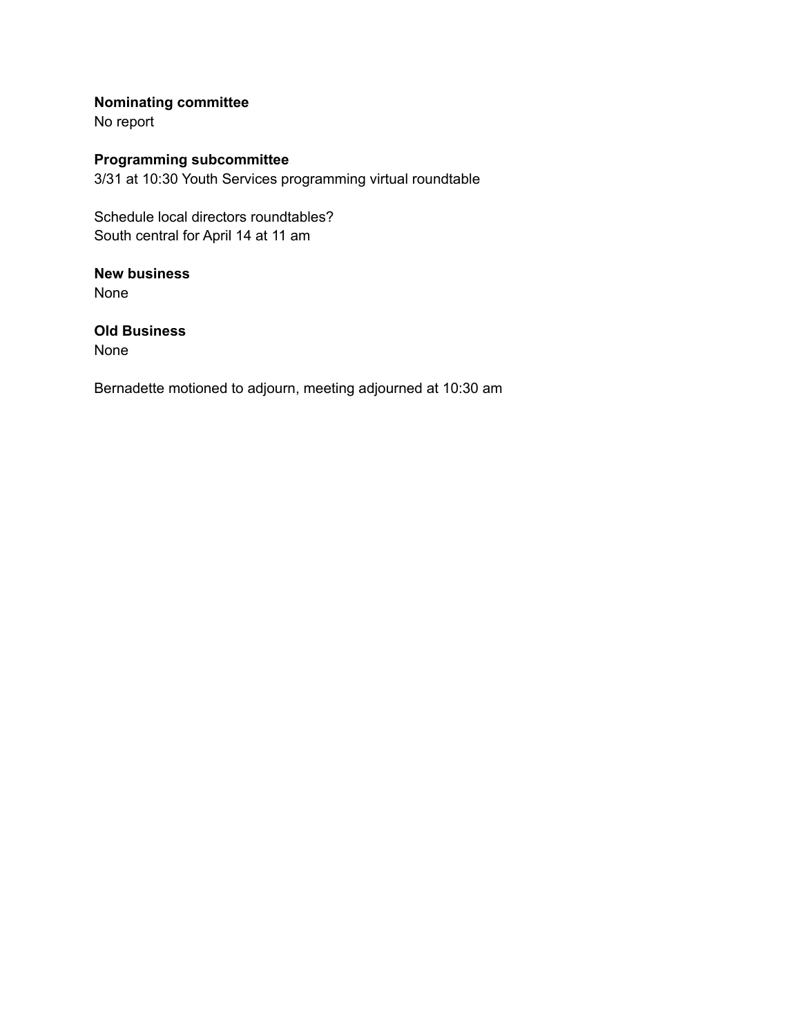**Nominating committee**
No report

**Programming subcommittee**
3/31 at 10:30 Youth Services programming virtual roundtable

Schedule local directors roundtables?
South central for April 14 at 11 am

**New business**
None

**Old Business**
None

Bernadette motioned to adjourn, meeting adjourned at 10:30 am